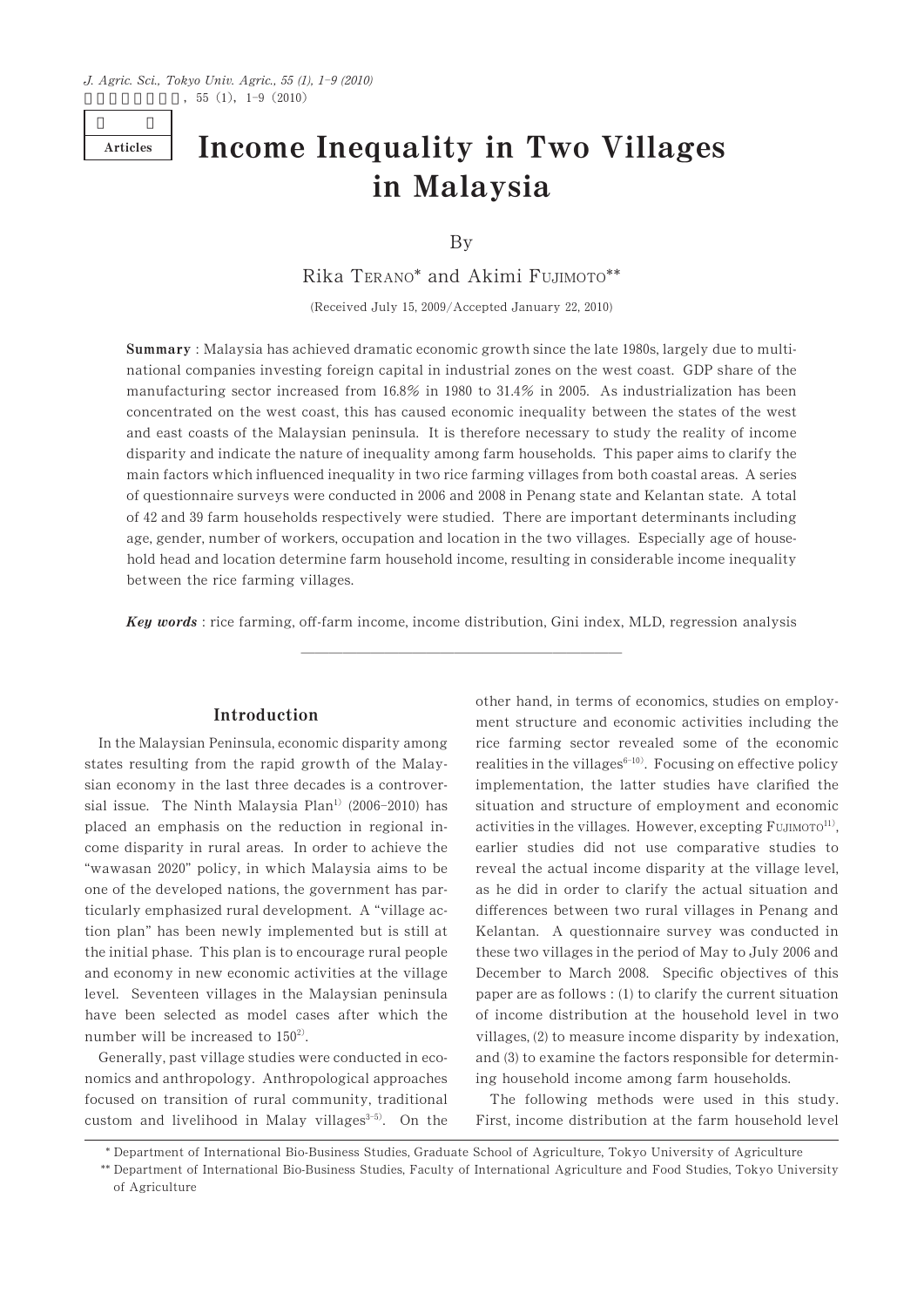Articles

# Income Inequality in Two Villages in Malaysia

By

Rika TERANO* and Akimi FUJIMOTO**

(Received July 15, 2009/Accepted January 22, 2010)

**Summary** : Malaysia has achieved dramatic economic growth since the late 1980s, largely due to multinational companies investing foreign capital in industrial zones on the west coast. GDP share of the manufacturing sector increased from 16.8% in 1980 to 31.4% in 2005. As industrialization has been concentrated on the west coast, this has caused economic inequality between the states of the west and east coasts of the Malaysian peninsula. It is therefore necessary to study the reality of income disparity and indicate the nature of inequality among farm households. This paper aims to clarify the main factors which influenced inequality in two rice farming villages from both coastal areas. A series of questionnaire surveys were conducted in 2006 and 2008 in Penang state and Kelantan state. A total of 42 and 39 farm households respectively were studied. There are important determinants including age, gender, number of workers, occupation and location in the two villages. Especially age of household head and location determine farm household income, resulting in considerable income inequality between the rice farming villages.

***Key words*** : rice farming, off-farm income, income distribution, Gini index, MLD, regression analysis

## Introduction

In the Malaysian Peninsula, economic disparity among states resulting from the rapid growth of the Malaysian economy in the last three decades is a controversial issue. The Ninth Malaysia Plan[1] (2006–2010) has placed an emphasis on the reduction in regional income disparity in rural areas. In order to achieve the "wawasan 2020" policy, in which Malaysia aims to be one of the developed nations, the government has particularly emphasized rural development. A "village action plan" has been newly implemented but is still at the initial phase. This plan is to encourage rural people and economy in new economic activities at the village level. Seventeen villages in the Malaysian peninsula have been selected as model cases after which the number will be increased to 150[2].

Generally, past village studies were conducted in economics and anthropology. Anthropological approaches focused on transition of rural community, traditional custom and livelihood in Malay villages[3–5]. On the other hand, in terms of economics, studies on employment structure and economic activities including the rice farming sector revealed some of the economic realities in the villages[6–10]. Focusing on effective policy implementation, the latter studies have clarified the situation and structure of employment and economic activities in the villages. However, excepting FUJIMOTO[11], earlier studies did not use comparative studies to reveal the actual income disparity at the village level, as he did in order to clarify the actual situation and differences between two rural villages in Penang and Kelantan. A questionnaire survey was conducted in these two villages in the period of May to July 2006 and December to March 2008. Specific objectives of this paper are as follows : (1) to clarify the current situation of income distribution at the household level in two villages, (2) to measure income disparity by indexation, and (3) to examine the factors responsible for determining household income among farm households.

The following methods were used in this study. First, income distribution at the farm household level

---

\* Department of International Bio-Business Studies, Graduate School of Agriculture, Tokyo University of Agriculture

\*\* Department of International Bio-Business Studies, Faculty of International Agriculture and Food Studies, Tokyo University of Agriculture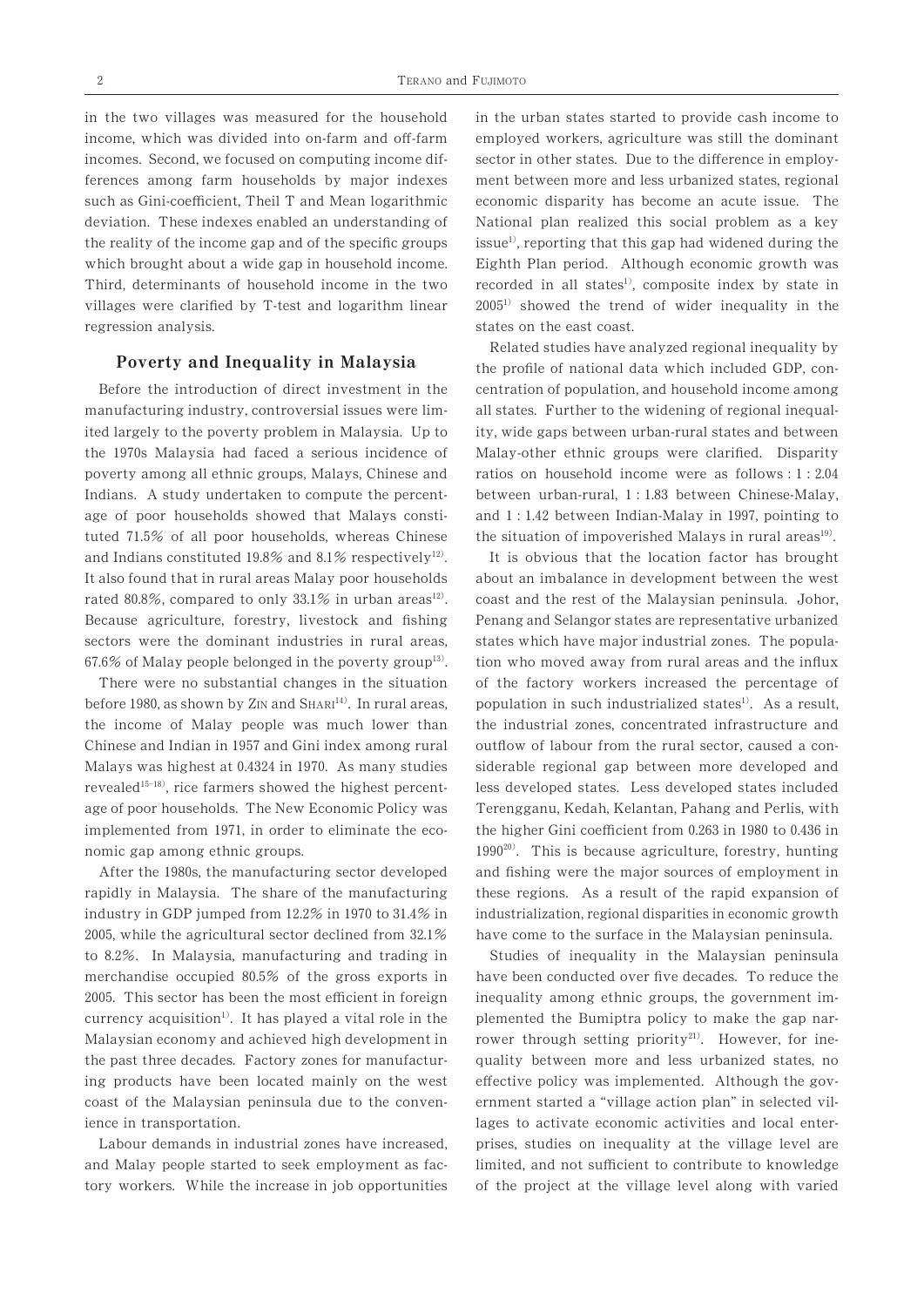in the two villages was measured for the household income, which was divided into on-farm and off-farm incomes. Second, we focused on computing income differences among farm households by major indexes such as Gini-coefficient, Theil T and Mean logarithmic deviation. These indexes enabled an understanding of the reality of the income gap and of the specific groups which brought about a wide gap in household income. Third, determinants of household income in the two villages were clarified by T-test and logarithm linear regression analysis.

## Poverty and Inequality in Malaysia

Before the introduction of direct investment in the manufacturing industry, controversial issues were limited largely to the poverty problem in Malaysia. Up to the 1970s Malaysia had faced a serious incidence of poverty among all ethnic groups, Malays, Chinese and Indians. A study undertaken to compute the percentage of poor households showed that Malays constituted 71.5% of all poor households, whereas Chinese and Indians constituted 19.8% and 8.1% respectively[12]. It also found that in rural areas Malay poor households rated 80.8%, compared to only 33.1% in urban areas[12]. Because agriculture, forestry, livestock and fishing sectors were the dominant industries in rural areas, 67.6% of Malay people belonged in the poverty group[13].

There were no substantial changes in the situation before 1980, as shown by Zin and Shari[14]. In rural areas, the income of Malay people was much lower than Chinese and Indian in 1957 and Gini index among rural Malays was highest at 0.4324 in 1970. As many studies revealed[15-18], rice farmers showed the highest percentage of poor households. The New Economic Policy was implemented from 1971, in order to eliminate the economic gap among ethnic groups.

After the 1980s, the manufacturing sector developed rapidly in Malaysia. The share of the manufacturing industry in GDP jumped from 12.2% in 1970 to 31.4% in 2005, while the agricultural sector declined from 32.1% to 8.2%. In Malaysia, manufacturing and trading in merchandise occupied 80.5% of the gross exports in 2005. This sector has been the most efficient in foreign currency acquisition[1]. It has played a vital role in the Malaysian economy and achieved high development in the past three decades. Factory zones for manufacturing products have been located mainly on the west coast of the Malaysian peninsula due to the convenience in transportation.

Labour demands in industrial zones have increased, and Malay people started to seek employment as factory workers. While the increase in job opportunities in the urban states started to provide cash income to employed workers, agriculture was still the dominant sector in other states. Due to the difference in employment between more and less urbanized states, regional economic disparity has become an acute issue. The National plan realized this social problem as a key issue[1], reporting that this gap had widened during the Eighth Plan period. Although economic growth was recorded in all states[1], composite index by state in 2005[1] showed the trend of wider inequality in the states on the east coast.

Related studies have analyzed regional inequality by the profile of national data which included GDP, concentration of population, and household income among all states. Further to the widening of regional inequality, wide gaps between urban-rural states and between Malay-other ethnic groups were clarified. Disparity ratios on household income were as follows : 1 : 2.04 between urban-rural, 1 : 1.83 between Chinese-Malay, and 1 : 1.42 between Indian-Malay in 1997, pointing to the situation of impoverished Malays in rural areas[19].

It is obvious that the location factor has brought about an imbalance in development between the west coast and the rest of the Malaysian peninsula. Johor, Penang and Selangor states are representative urbanized states which have major industrial zones. The population who moved away from rural areas and the influx of the factory workers increased the percentage of population in such industrialized states[1]. As a result, the industrial zones, concentrated infrastructure and outflow of labour from the rural sector, caused a considerable regional gap between more developed and less developed states. Less developed states included Terengganu, Kedah, Kelantan, Pahang and Perlis, with the higher Gini coefficient from 0.263 in 1980 to 0.436 in 1990[20]. This is because agriculture, forestry, hunting and fishing were the major sources of employment in these regions. As a result of the rapid expansion of industrialization, regional disparities in economic growth have come to the surface in the Malaysian peninsula.

Studies of inequality in the Malaysian peninsula have been conducted over five decades. To reduce the inequality among ethnic groups, the government implemented the Bumiptra policy to make the gap narrower through setting priority[21]. However, for inequality between more and less urbanized states, no effective policy was implemented. Although the government started a "village action plan" in selected villages to activate economic activities and local enterprises, studies on inequality at the village level are limited, and not sufficient to contribute to knowledge of the project at the village level along with varied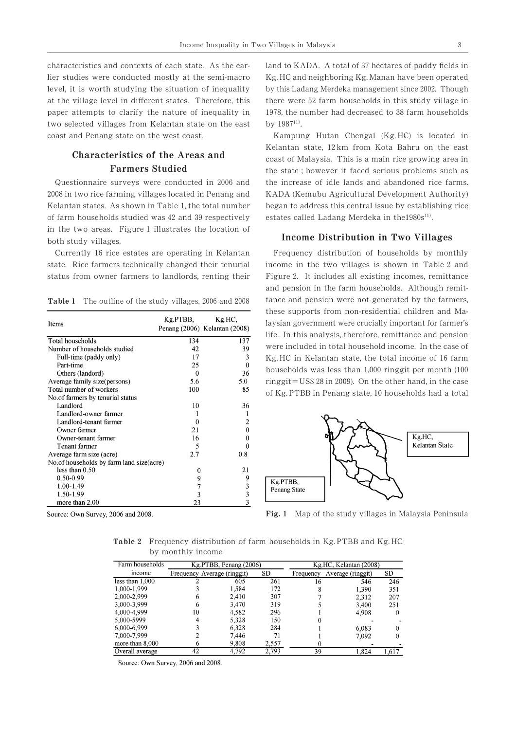characteristics and contexts of each state. As the earlier studies were conducted mostly at the semi-macro level, it is worth studying the situation of inequality at the village level in different states. Therefore, this paper attempts to clarify the nature of inequality in two selected villages from Kelantan state on the east coast and Penang state on the west coast.

## Characteristics of the Areas and Farmers Studied

Questionnaire surveys were conducted in 2006 and 2008 in two rice farming villages located in Penang and Kelantan states. As shown in Table 1, the total number of farm households studied was 42 and 39 respectively in the two areas. Figure 1 illustrates the location of both study villages.

Currently 16 rice estates are operating in Kelantan state. Rice farmers technically changed their tenurial status from owner farmers to landlords, renting their land to KADA. A total of 37 hectares of paddy fields in Kg. HC and neighboring Kg. Manan have been operated by this Ladang Merdeka management since 2002. Though there were 52 farm households in this study village in 1978, the number had decreased to 38 farm households by 1987[11].

Kampung Hutan Chengal (Kg. HC) is located in Kelantan state, 12 km from Kota Bahru on the east coast of Malaysia. This is a main rice growing area in the state ; however it faced serious problems such as the increase of idle lands and abandoned rice farms. KADA (Kemubu Agricultural Development Authority) began to address this central issue by establishing rice estates called Ladang Merdeka in the1980s[11].

**Table 1** The outline of the study villages, 2006 and 2008

| Items | Kg.PTBB, Penang (2006) | Kg.HC, Kelantan (2008) |
|---|---|---|
| Total households | 134 | 137 |
| Number of households studied | 42 | 39 |
| Full-time (paddy only) | 17 | 3 |
| Part-time | 25 | 0 |
| Others (landord) | 0 | 36 |
| Average family size(persons) | 5.6 | 5.0 |
| Total number of workers | 100 | 85 |
| No.of farmers by tenurial status | | |
| Landlord | 10 | 36 |
| Landlord-owner farmer | 1 | 1 |
| Landlord-tenant farmer | 0 | 2 |
| Owner farmer | 21 | 0 |
| Owner-tenant farmer | 16 | 0 |
| Tenant farmer | 5 | 0 |
| Average farm size (acre) | 2.7 | 0.8 |
| No.of households by farm land size(acre) | | |
| less than 0.50 | 0 | 21 |
| 0.50-0.99 | 9 | 9 |
| 1.00-1.49 | 7 | 3 |
| 1.50-1.99 | 3 | 3 |
| more than 2.00 | 23 | 3 |

Source: Own Survey, 2006 and 2008.

## Income Distribution in Two Villages

Frequency distribution of households by monthly income in the two villages is shown in Table 2 and Figure 2. It includes all existing incomes, remittance and pension in the farm households. Although remittance and pension were not generated by the farmers, these supports from non-residential children and Malaysian government were crucially important for farmer's life. In this analysis, therefore, remittance and pension were included in total household income. In the case of Kg. HC in Kelantan state, the total income of 16 farm households was less than 1,000 ringgit per month (100 ringgit = US$ 28 in 2009). On the other hand, in the case of Kg. PTBB in Penang state, 10 households had a total

Kg.HC, Kelantan State

Kg.PTBB, Penang State

**Fig. 1** Map of the study villages in Malaysia Peninsula

**Table 2** Frequency distribution of farm households in Kg. PTBB and Kg. HC by monthly income

| Farm households income | Kg.PTBB, Penang (2006) | | | Kg.HC, Kelantan (2008) | | |
|---|---|---|---|---|---|---|
| | Frequency | Average (ringgit) | SD | Frequency | Average (ringgit) | SD |
| less than 1,000 | 2 | 605 | 261 | 16 | 546 | 246 |
| 1,000-1,999 | 3 | 1,584 | 172 | 8 | 1,390 | 351 |
| 2,000-2,999 | 6 | 2,410 | 307 | 7 | 2,312 | 207 |
| 3,000-3,999 | 6 | 3,470 | 319 | 5 | 3,400 | 251 |
| 4,000-4,999 | 10 | 4,582 | 296 | 1 | 4,908 | 0 |
| 5,000-5999 | 4 | 5,328 | 150 | 0 | - | - |
| 6,000-6,999 | 3 | 6,328 | 284 | 1 | 6,083 | 0 |
| 7,000-7,999 | 2 | 7,446 | 71 | 1 | 7,092 | 0 |
| more than 8,000 | 6 | 9,808 | 2,557 | 0 | - | - |
| Overall average | 42 | 4,792 | 2,793 | 39 | 1,824 | 1,617 |

Source: Own Survey, 2006 and 2008.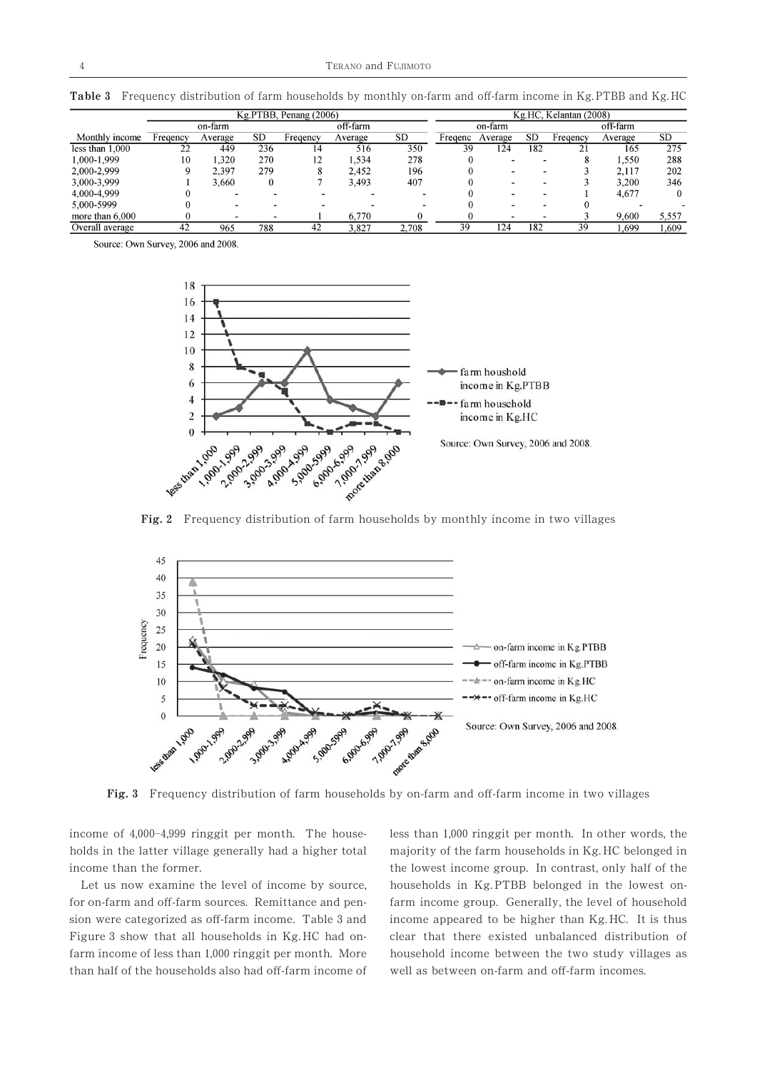**Table 3** Frequency distribution of farm households by monthly on-farm and off-farm income in Kg. PTBB and Kg. HC

| | Kg.PTBB, Penang (2006) | | | | | | Kg.HC, Kelantan (2008) | | | | | |
|---|---|---|---|---|---|---|---|---|---|---|---|---|
| | on-farm | | | off-farm | | | on-farm | | | off-farm | | |
| Monthly income | Freqency | Average | SD | Freqency | Average | SD | Freqenc | Average | SD | Freqency | Average | SD |
| less than 1,000 | 22 | 449 | 236 | 14 | 516 | 350 | 39 | 124 | 182 | 21 | 165 | 275 |
| 1,000-1,999 | 10 | 1,320 | 270 | 12 | 1,534 | 278 | 0 | - | - | 8 | 1,550 | 288 |
| 2,000-2,999 | 9 | 2,397 | 279 | 8 | 2,452 | 196 | 0 | - | - | 3 | 2,117 | 202 |
| 3,000-3,999 | 1 | 3,660 | 0 | 7 | 3,493 | 407 | 0 | - | - | 3 | 3,200 | 346 |
| 4,000-4,999 | 0 | - | - | - | - | - | 0 | - | - | 1 | 4,677 | 0 |
| 5,000-5999 | 0 | - | - | - | - | - | 0 | - | - | 0 | - | - |
| more than 6,000 | 0 | - | - | 1 | 6,770 | 0 | 0 | - | - | 3 | 9,600 | 5,557 |
| Overall average | 42 | 965 | 788 | 42 | 3,827 | 2,708 | 39 | 124 | 182 | 39 | 1,699 | 1,609 |

Source: Own Survey, 2006 and 2008.

**Fig. 2** Frequency distribution of farm households by monthly income in two villages

**Fig. 3** Frequency distribution of farm households by on-farm and off-farm income in two villages

income of 4,000-4,999 ringgit per month. The households in the latter village generally had a higher total income than the former.

Let us now examine the level of income by source, for on-farm and off-farm sources. Remittance and pension were categorized as off-farm income. Table 3 and Figure 3 show that all households in Kg. HC had on-farm income of less than 1,000 ringgit per month. More than half of the households also had off-farm income of less than 1,000 ringgit per month. In other words, the majority of the farm households in Kg. HC belonged in the lowest income group. In contrast, only half of the households in Kg. PTBB belonged in the lowest on-farm income group. Generally, the level of household income appeared to be higher than Kg. HC. It is thus clear that there existed unbalanced distribution of household income between the two study villages as well as between on-farm and off-farm incomes.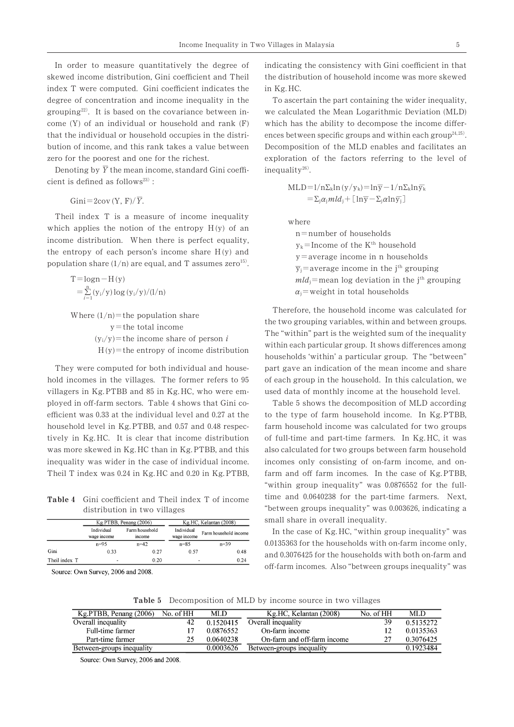In order to measure quantitatively the degree of skewed income distribution, Gini coefficient and Theil index T were computed. Gini coefficient indicates the degree of concentration and income inequality in the grouping[22]. It is based on the covariance between income (Y) of an individual or household and rank (F) that the individual or household occupies in the distribution of income, and this rank takes a value between zero for the poorest and one for the richest.

Denoting by $\overline{Y}$ the mean income, standard Gini coefficient is defined as follows[23] :

$$\text{Gini} = 2\text{cov}(Y, F)/\overline{Y}.$$

Theil index T is a measure of income inequality which applies the notion of the entropy H(y) of an income distribution. When there is perfect equality, the entropy of each person's income share H(y) and population share (1/n) are equal, and T assumes zero[15].

$$T = \log n - H(y)$$
$$= \sum_{i=1}^{n} (y_i/y)\log(y_i/y)/(l/n)$$

Where (1/n) = the population share
y = the total income
$(y_i/y)$ = the income share of person $i$
H(y) = the entropy of income distribution

They were computed for both individual and household incomes in the villages. The former refers to 95 villagers in Kg. PTBB and 85 in Kg. HC, who were employed in off-farm sectors. Table 4 shows that Gini coefficient was 0.33 at the individual level and 0.27 at the household level in Kg. PTBB, and 0.57 and 0.48 respectively in Kg. HC. It is clear that income distribution was more skewed in Kg. HC than in Kg. PTBB, and this inequality was wider in the case of individual income. Theil T index was 0.24 in Kg. HC and 0.20 in Kg. PTBB,

**Table 4** Gini coefficient and Theil index T of income distribution in two villages

| | Kg.PTBB, Penang (2006) | | Kg.HC, Kelantan (2008) | |
|---|---|---|---|---|
| | Individual wage income | Farm household income | Individual wage income | Farm household income |
| | n=95 | n=42 | n=85 | n=39 |
| Gini | 0.33 | 0.27 | 0.57 | 0.48 |
| Theil index T | - | 0.20 | - | 0.24 |

Source: Own Survey, 2006 and 2008.

indicating the consistency with Gini coefficient in that the distribution of household income was more skewed in Kg. HC.

To ascertain the part containing the wider inequality, we calculated the Mean Logarithmic Deviation (MLD) which has the ability to decompose the income differences between specific groups and within each group[24,25]. Decomposition of the MLD enables and facilitates an exploration of the factors referring to the level of inequality[26].

$$\text{MLD} = 1/n\Sigma_k \ln(y/y_k) = \ln\overline{y} - 1/n\Sigma_k \ln\overline{y_k}$$
$$= \Sigma_j \alpha_j mld_j + [\ln\overline{y} - \Sigma_j \alpha \ln\overline{y_j}]$$

where
n = number of households
$y_k$ = Income of the K[th] household
y = average income in n households
$\overline{y}_j$ = average income in the j[th] grouping
$mld_j$ = mean log deviation in the j[th] grouping
$\alpha_j$ = weight in total households

Therefore, the household income was calculated for the two grouping variables, within and between groups. The "within" part is the weighted sum of the inequality within each particular group. It shows differences among households 'within' a particular group. The "between" part gave an indication of the mean income and share of each group in the household. In this calculation, we used data of monthly income at the household level.

Table 5 shows the decomposition of MLD according to the type of farm household income. In Kg. PTBB, farm household income was calculated for two groups of full-time and part-time farmers. In Kg. HC, it was also calculated for two groups between farm household incomes only consisting of on-farm income, and on-farm and off farm incomes. In the case of Kg. PTBB, "within group inequality" was 0.0876552 for the full-time and 0.0640238 for the part-time farmers. Next, "between groups inequality" was 0.003626, indicating a small share in overall inequality.

In the case of Kg. HC, "within group inequality" was 0.0135363 for the households with on-farm income only, and 0.3076425 for the households with both on-farm and off-farm incomes. Also "between groups inequality" was

**Table 5** Decomposition of MLD by income source in two villages

| Kg.PTBB, Penang (2006) | No. of HH | MLD | Kg.HC, Kelantan (2008) | No. of HH | MLD |
|---|---|---|---|---|---|
| Overall inequality | 42 | 0.1520415 | Overall inequality | 39 | 0.5135272 |
| Full-time farmer | 17 | 0.0876552 | On-farm income | 12 | 0.0135363 |
| Part-time farmer | 25 | 0.0640238 | On-farm and off-farm income | 27 | 0.3076425 |
| Between-groups inequality | | 0.0003626 | Between-groups inequality | | 0.1923484 |

Source: Own Survey, 2006 and 2008.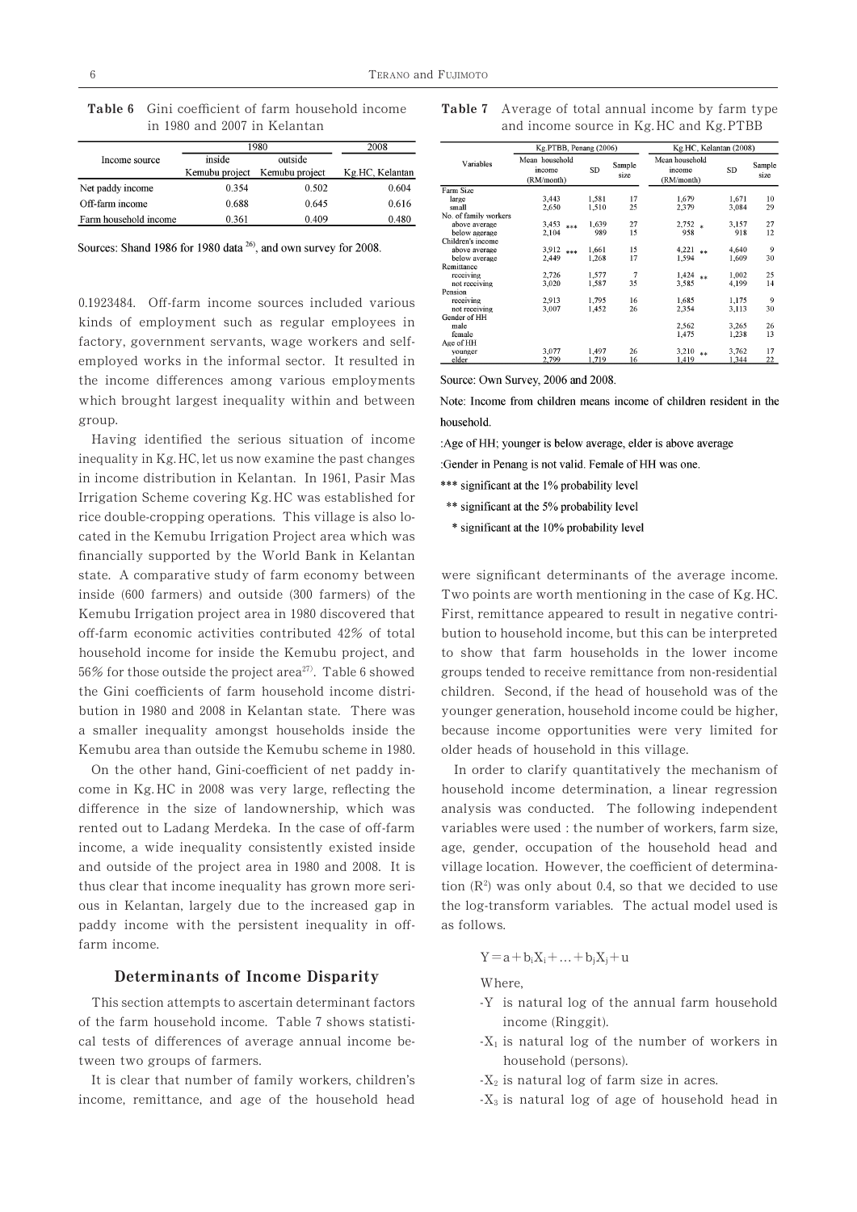**Table 6** Gini coefficient of farm household income in 1980 and 2007 in Kelantan

| Income source | 1980 | | 2008 |
|---|---|---|---|
| | inside Kemubu project | outside Kemubu project | Kg.HC, Kelantan |
| Net paddy income | 0.354 | 0.502 | 0.604 |
| Off-farm income | 0.688 | 0.645 | 0.616 |
| Farm household income | 0.361 | 0.409 | 0.480 |

Sources: Shand 1986 for 1980 data [26], and own survey for 2008.

0.1923484. Off-farm income sources included various kinds of employment such as regular employees in factory, government servants, wage workers and self-employed works in the informal sector. It resulted in the income differences among various employments which brought largest inequality within and between group.

Having identified the serious situation of income inequality in Kg.HC, let us now examine the past changes in income distribution in Kelantan. In 1961, Pasir Mas Irrigation Scheme covering Kg.HC was established for rice double-cropping operations. This village is also located in the Kemubu Irrigation Project area which was financially supported by the World Bank in Kelantan state. A comparative study of farm economy between inside (600 farmers) and outside (300 farmers) of the Kemubu Irrigation project area in 1980 discovered that off-farm economic activities contributed 42% of total household income for inside the Kemubu project, and 56% for those outside the project area[27]. Table 6 showed the Gini coefficients of farm household income distribution in 1980 and 2008 in Kelantan state. There was a smaller inequality amongst households inside the Kemubu area than outside the Kemubu scheme in 1980.

On the other hand, Gini-coefficient of net paddy income in Kg.HC in 2008 was very large, reflecting the difference in the size of landownership, which was rented out to Ladang Merdeka. In the case of off-farm income, a wide inequality consistently existed inside and outside of the project area in 1980 and 2008. It is thus clear that income inequality has grown more serious in Kelantan, largely due to the increased gap in paddy income with the persistent inequality in off-farm income.

## Determinants of Income Disparity

This section attempts to ascertain determinant factors of the farm household income. Table 7 shows statistical tests of differences of average annual income between two groups of farmers.

It is clear that number of family workers, children's income, remittance, and age of the household head were significant determinants of the average income. Two points are worth mentioning in the case of Kg.HC. First, remittance appeared to result in negative contribution to household income, but this can be interpreted to show that farm households in the lower income groups tended to receive remittance from non-residential children. Second, if the head of household was of the younger generation, household income could be higher, because income opportunities were very limited for older heads of household in this village.

**Table 7** Average of total annual income by farm type and income source in Kg.HC and Kg.PTBB

| Variables | Kg.PTBB, Penang (2006) Mean household income (RM/month) | SD | Sample size | Kg.HC, Kelantan (2008) Mean household income (RM/month) | SD | Sample size |
|---|---|---|---|---|---|---|
| Farm Size | | | | | | |
| large | 3,443 | 1,581 | 17 | 1,679 | 1,671 | 10 |
| small | 2,650 | 1,510 | 25 | 2,379 | 3,084 | 29 |
| No. of family workers | | | | | | |
| above average | 3,453 *** | 1,639 | 27 | 2,752 * | 3,157 | 27 |
| below agerage | 2,104 | 989 | 15 | 958 | 918 | 12 |
| Children's income | | | | | | |
| above average | 3,912 *** | 1,661 | 15 | 4,221 ** | 4,640 | 9 |
| below average | 2,449 | 1,268 | 17 | 1,594 | 1,609 | 30 |
| Remittance | | | | | | |
| receiving | 2,726 | 1,577 | 7 | 1,424 ** | 1,002 | 25 |
| not receiving | 3,020 | 1,587 | 35 | 3,585 | 4,199 | 14 |
| Pension | | | | | | |
| receiving | 2,913 | 1,795 | 16 | 1,685 | 1,175 | 9 |
| not receiving | 3,007 | 1,452 | 26 | 2,354 | 3,113 | 30 |
| Gender of HH | | | | | | |
| male | | | | 2,562 | 3,265 | 26 |
| female | | | | 1,475 | 1,238 | 13 |
| Age of HH | | | | | | |
| younger | 3,077 | 1,497 | 26 | 3,210 ** | 3,762 | 17 |
| elder | 2,799 | 1,719 | 16 | 1,419 | 1,344 | 22 |

Source: Own Survey, 2006 and 2008.

Note: Income from children means income of children resident in the household.

:Age of HH; younger is below average, elder is above average

:Gender in Penang is not valid. Female of HH was one.

*** significant at the 1% probability level

** significant at the 5% probability level

* significant at the 10% probability level

In order to clarify quantitatively the mechanism of household income determination, a linear regression analysis was conducted. The following independent variables were used : the number of workers, farm size, age, gender, occupation of the household head and village location. However, the coefficient of determination ($R^2$) was only about 0.4, so that we decided to use the log-transform variables. The actual model used is as follows.

$$Y = a + b_i X_i + \ldots + b_j X_j + u$$

Where,

- $Y$ is natural log of the annual farm household income (Ringgit).
- $X_1$ is natural log of the number of workers in household (persons).
- $X_2$ is natural log of farm size in acres.
- $X_3$ is natural log of age of household head in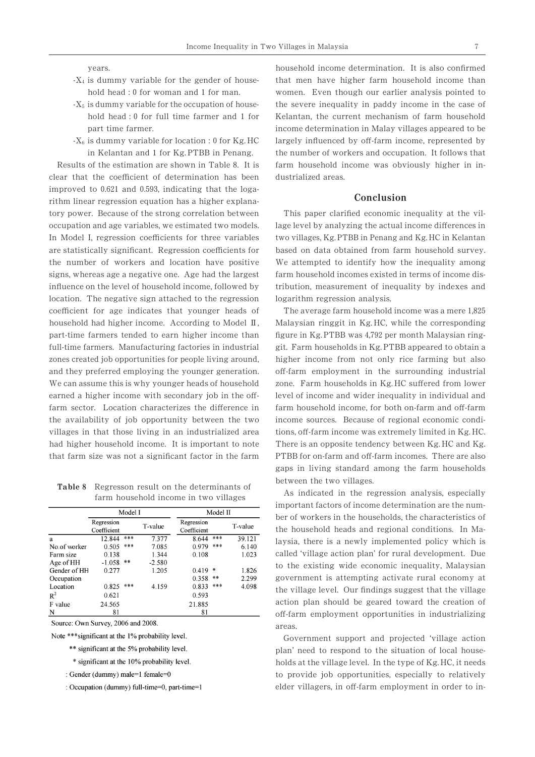years.

- $X_4$ is dummy variable for the gender of household head : 0 for woman and 1 for man.
- $X_5$ is dummy variable for the occupation of household head : 0 for full time farmer and 1 for part time farmer.
- $X_6$ is dummy variable for location : 0 for Kg. HC in Kelantan and 1 for Kg. PTBB in Penang.

Results of the estimation are shown in Table 8. It is clear that the coefficient of determination has been improved to 0.621 and 0.593, indicating that the logarithm linear regression equation has a higher explanatory power. Because of the strong correlation between occupation and age variables, we estimated two models. In Model I, regression coefficients for three variables are statistically significant. Regression coefficients for the number of workers and location have positive signs, whereas age a negative one. Age had the largest influence on the level of household income, followed by location. The negative sign attached to the regression coefficient for age indicates that younger heads of household had higher income. According to Model Ⅱ, part-time farmers tended to earn higher income than full-time farmers. Manufacturing factories in industrial zones created job opportunities for people living around, and they preferred employing the younger generation. We can assume this is why younger heads of household earned a higher income with secondary job in the off-farm sector. Location characterizes the difference in the availability of job opportunity between the two villages in that those living in an industrialized area had higher household income. It is important to note that farm size was not a significant factor in the farm household income determination. It is also confirmed that men have higher farm household income than women. Even though our earlier analysis pointed to the severe inequality in paddy income in the case of Kelantan, the current mechanism of farm household income determination in Malay villages appeared to be largely influenced by off-farm income, represented by the number of workers and occupation. It follows that farm household income was obviously higher in industrialized areas.

**Table 8** Regresson result on the determinants of farm household income in two villages

| | Model I | | | Model II | | |
|---|---|---|---|---|---|---|
| | Regression Coefficient | | T-value | Regression Coefficient | | T-value |
| a | 12.844 | *** | 7.377 | 8.644 | *** | 39.121 |
| No.of worker | 0.505 | *** | 7.085 | 0.979 | *** | 6.140 |
| Farm size | 0.138 | | 1.344 | 0.108 | | 1.023 |
| Age of HH | -1.058 | ** | -2.580 | | | |
| Gender of HH | 0.277 | | 1.205 | 0.419 | * | 1.826 |
| Occupation | | | | 0.358 | ** | 2.299 |
| Location | 0.825 | *** | 4.159 | 0.833 | *** | 4.098 |
| $R^2$ | 0.621 | | | 0.593 | | |
| F value | 24.565 | | | 21.885 | | |
| N | 81 | | | 81 | | |

Source: Own Survey, 2006 and 2008.

Note ***significant at the 1% probability level.

** significant at the 5% probability level.

* significant at the 10% probability level.

: Gender (dummy) male=1 female=0

: Occupation (dummy) full-time=0, part-time=1

## Conclusion

This paper clarified economic inequality at the village level by analyzing the actual income differences in two villages, Kg. PTBB in Penang and Kg. HC in Kelantan based on data obtained from farm household survey. We attempted to identify how the inequality among farm household incomes existed in terms of income distribution, measurement of inequality by indexes and logarithm regression analysis.

The average farm household income was a mere 1,825 Malaysian ringgit in Kg. HC, while the corresponding figure in Kg. PTBB was 4,792 per month Malaysian ringgit. Farm households in Kg. PTBB appeared to obtain a higher income from not only rice farming but also off-farm employment in the surrounding industrial zone. Farm households in Kg. HC suffered from lower level of income and wider inequality in individual and farm household income, for both on-farm and off-farm income sources. Because of regional economic conditions, off-farm income was extremely limited in Kg. HC. There is an opposite tendency between Kg. HC and Kg. PTBB for on-farm and off-farm incomes. There are also gaps in living standard among the farm households between the two villages.

As indicated in the regression analysis, especially important factors of income determination are the number of workers in the households, the characteristics of the household heads and regional conditions. In Malaysia, there is a newly implemented policy which is called 'village action plan' for rural development. Due to the existing wide economic inequality, Malaysian government is attempting activate rural economy at the village level. Our findings suggest that the village action plan should be geared toward the creation of off-farm employment opportunities in industrializing areas.

Government support and projected 'village action plan' need to respond to the situation of local households at the village level. In the type of Kg. HC, it needs to provide job opportunities, especially to relatively elder villagers, in off-farm employment in order to in-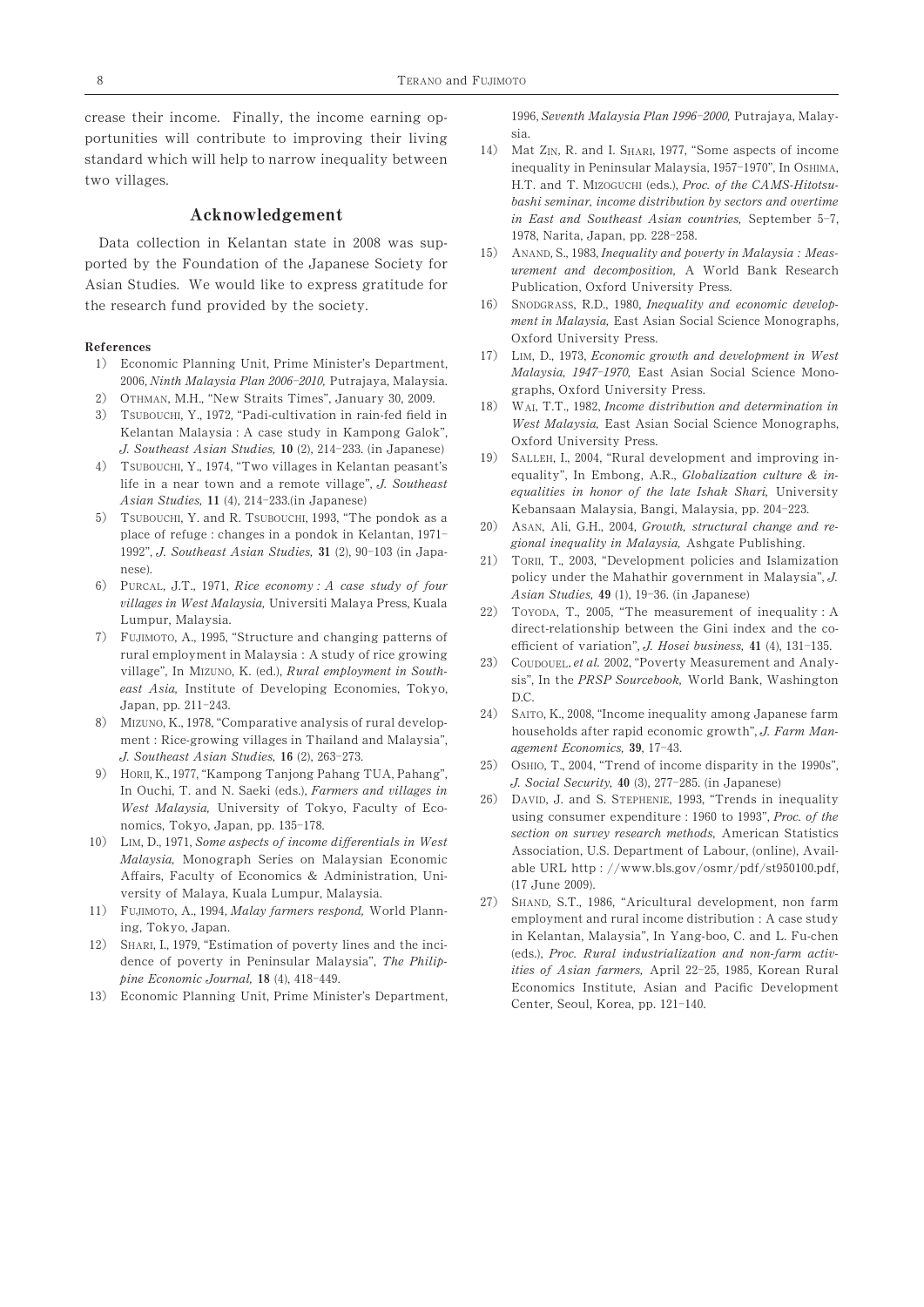crease their income. Finally, the income earning opportunities will contribute to improving their living standard which will help to narrow inequality between two villages.

## Acknowledgement

Data collection in Kelantan state in 2008 was supported by the Foundation of the Japanese Society for Asian Studies. We would like to express gratitude for the research fund provided by the society.

### References

1) Economic Planning Unit, Prime Minister's Department, 2006, *Ninth Malaysia Plan 2006–2010,* Putrajaya, Malaysia.
2) Othman, M.H., "New Straits Times", January 30, 2009.
3) Tsubouchi, Y., 1972, "Padi-cultivation in rain-fed field in Kelantan Malaysia : A case study in Kampong Galok", *J. Southeast Asian Studies,* **10** (2), 214–233. (in Japanese)
4) Tsubouchi, Y., 1974, "Two villages in Kelantan peasant's life in a near town and a remote village", *J. Southeast Asian Studies,* **11** (4), 214–233.(in Japanese)
5) Tsubouchi, Y. and R. Tsubouchi, 1993, "The pondok as a place of refuge : changes in a pondok in Kelantan, 1971–1992", *J. Southeast Asian Studies,* **31** (2), 90–103 (in Japanese).
6) Purcal, J.T., 1971, *Rice economy : A case study of four villages in West Malaysia,* Universiti Malaya Press, Kuala Lumpur, Malaysia.
7) Fujimoto, A., 1995, "Structure and changing patterns of rural employment in Malaysia : A study of rice growing village", In Mizuno, K. (ed.), *Rural employment in Southeast Asia,* Institute of Developing Economies, Tokyo, Japan, pp. 211–243.
8) Mizuno, K., 1978, "Comparative analysis of rural development : Rice-growing villages in Thailand and Malaysia", *J. Southeast Asian Studies,* **16** (2), 263–273.
9) Horii, K., 1977, "Kampong Tanjong Pahang TUA, Pahang", In Ouchi, T. and N. Saeki (eds.), *Farmers and villages in West Malaysia,* University of Tokyo, Faculty of Economics, Tokyo, Japan, pp. 135–178.
10) Lim, D., 1971, *Some aspects of income differentials in West Malaysia,* Monograph Series on Malaysian Economic Affairs, Faculty of Economics & Administration, University of Malaya, Kuala Lumpur, Malaysia.
11) Fujimoto, A., 1994, *Malay farmers respond,* World Planning, Tokyo, Japan.
12) Shari, I., 1979, "Estimation of poverty lines and the incidence of poverty in Peninsular Malaysia", *The Philippine Economic Journal,* **18** (4), 418–449.
13) Economic Planning Unit, Prime Minister's Department, 1996, *Seventh Malaysia Plan 1996–2000,* Putrajaya, Malaysia.
14) Mat Zin, R. and I. Shari, 1977, "Some aspects of income inequality in Peninsular Malaysia, 1957–1970", In Oshima, H.T. and T. Mizoguchi (eds.), *Proc. of the CAMS-Hitotsubashi seminar, income distribution by sectors and overtime in East and Southeast Asian countries,* September 5–7, 1978, Narita, Japan, pp. 228–258.
15) Anand, S., 1983, *Inequality and poverty in Malaysia : Measurement and decomposition,* A World Bank Research Publication, Oxford University Press.
16) Snodgrass, R.D., 1980, *Inequality and economic development in Malaysia,* East Asian Social Science Monographs, Oxford University Press.
17) Lim, D., 1973, *Economic growth and development in West Malaysia, 1947–1970,* East Asian Social Science Monographs, Oxford University Press.
18) Wai, T.T., 1982, *Income distribution and determination in West Malaysia,* East Asian Social Science Monographs, Oxford University Press.
19) Salleh, I., 2004, "Rural development and improving inequality", In Embong, A.R., *Globalization culture & inequalities in honor of the late Ishak Shari,* University Kebansaan Malaysia, Bangi, Malaysia, pp. 204–223.
20) Asan, Ali, G.H., 2004, *Growth, structural change and regional inequality in Malaysia,* Ashgate Publishing.
21) Torii, T., 2003, "Development policies and Islamization policy under the Mahathir government in Malaysia", *J. Asian Studies,* **49** (1), 19–36. (in Japanese)
22) Toyoda, T., 2005, "The measurement of inequality : A direct-relationship between the Gini index and the coefficient of variation", *J. Hosei business,* **41** (4), 131–135.
23) Coudouel, *et al.* 2002, "Poverty Measurement and Analysis", In the *PRSP Sourcebook,* World Bank, Washington D.C.
24) Saito, K., 2008, "Income inequality among Japanese farm households after rapid economic growth", *J. Farm Management Economics,* **39**, 17–43.
25) Oshio, T., 2004, "Trend of income disparity in the 1990s", *J. Social Security,* **40** (3), 277–285. (in Japanese)
26) David, J. and S. Stephenie, 1993, "Trends in inequality using consumer expenditure : 1960 to 1993", *Proc. of the section on survey research methods,* American Statistics Association, U.S. Department of Labour, (online), Available URL http : //www.bls.gov/osmr/pdf/st950100.pdf, (17 June 2009).
27) Shand, S.T., 1986, "Aricultural development, non farm employment and rural income distribution : A case study in Kelantan, Malaysia", In Yang-boo, C. and L. Fu-chen (eds.), *Proc. Rural industrialization and non-farm activities of Asian farmers,* April 22–25, 1985, Korean Rural Economics Institute, Asian and Pacific Development Center, Seoul, Korea, pp. 121–140.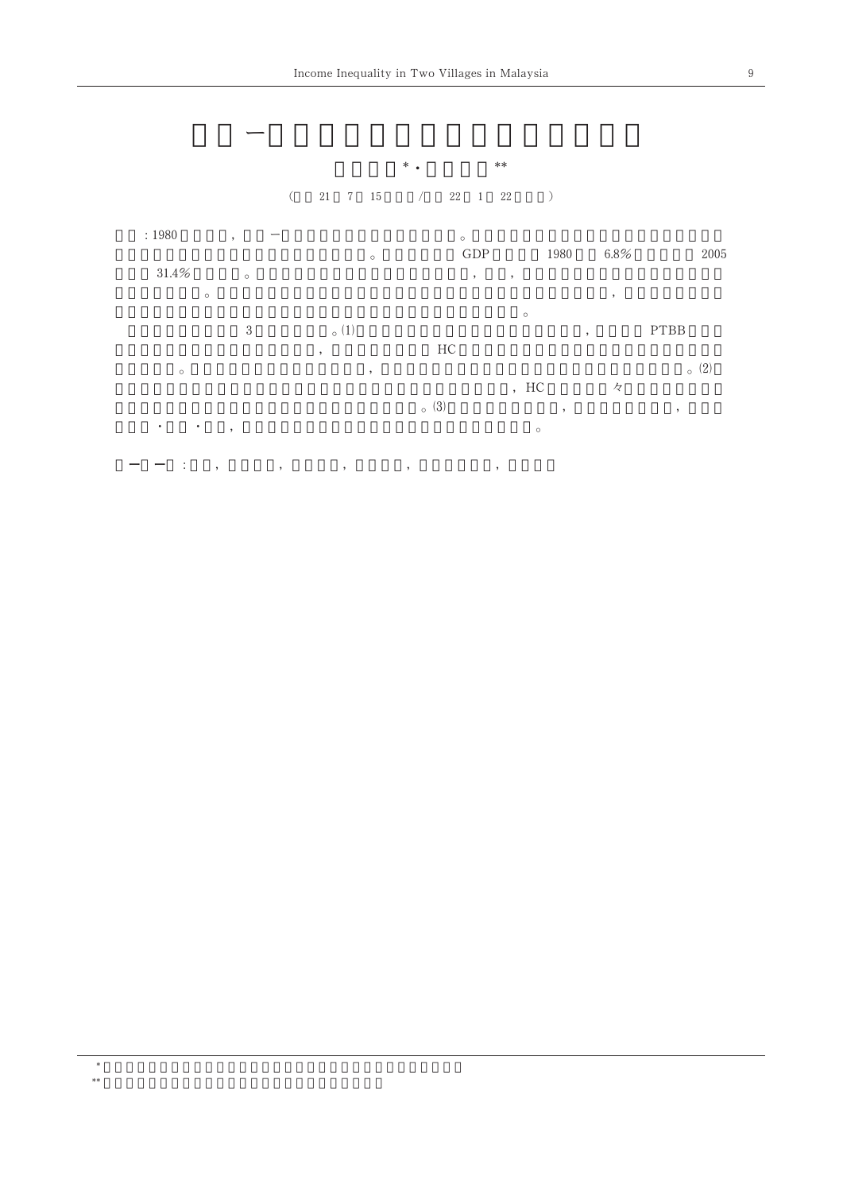# —

\* · \*\*

( 21 7 15 / 22 1 22 )

: 1980 , — 。 。 GDP 1980 6.8% 2005 31.4% 。 , , 。 , 。

3 。(1) , PTBB , HC 。 , 。(2) , HC 々 。(3) , , · · , 。

— — : , , , , ,

---

\*

\*\*